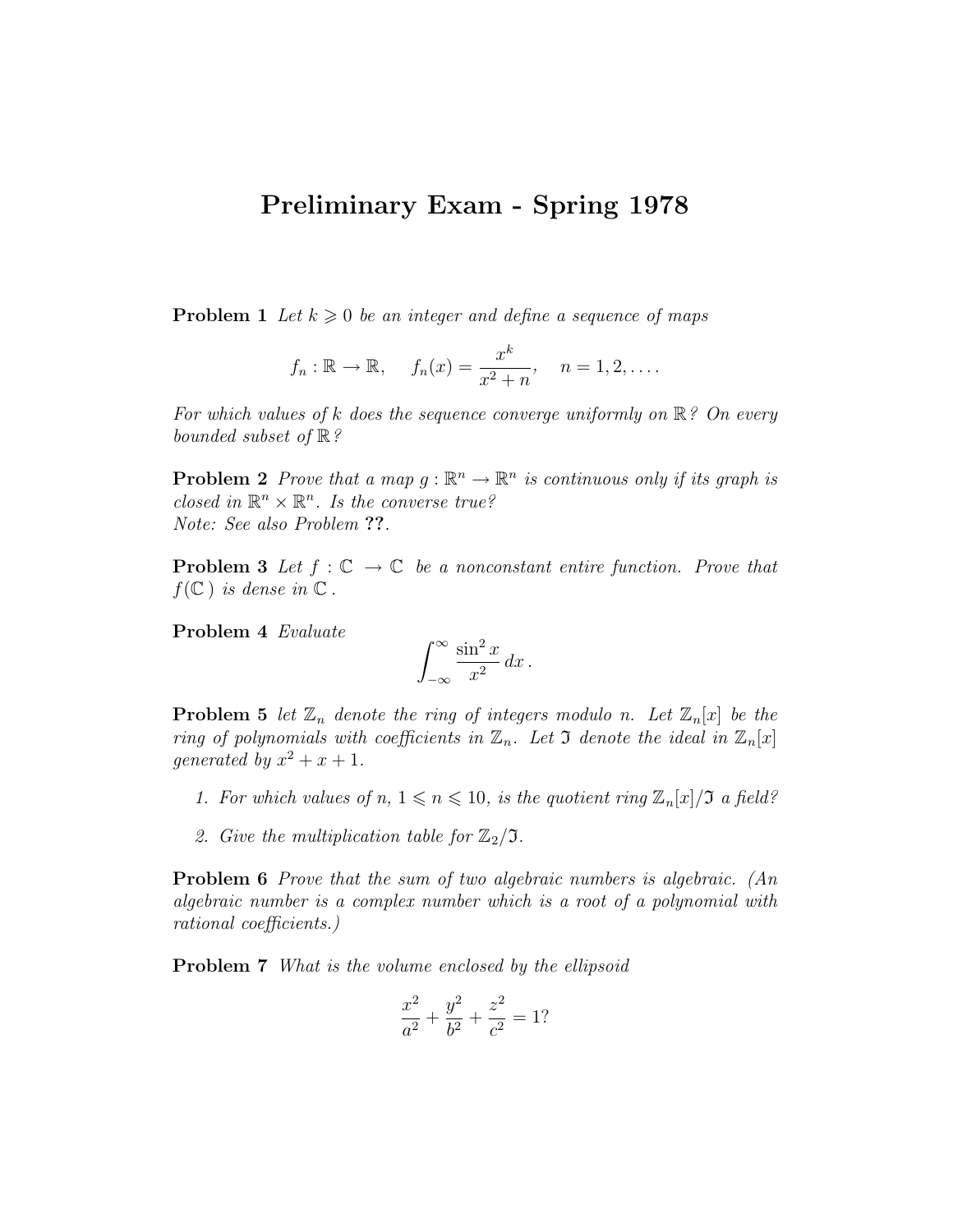# Preliminary Exam - Spring 1978

**Problem 1** *Let $k \geqslant 0$ be an integer and define a sequence of maps*

$$f_n : \mathbb{R} \to \mathbb{R}, \quad f_n(x) = \frac{x^k}{x^2 + n}, \quad n = 1, 2, \ldots.$$

*For which values of $k$ does the sequence converge uniformly on $\mathbb{R}$? On every bounded subset of $\mathbb{R}$?*

**Problem 2** *Prove that a map $g : \mathbb{R}^n \to \mathbb{R}^n$ is continuous only if its graph is closed in $\mathbb{R}^n \times \mathbb{R}^n$. Is the converse true?*
*Note: See also Problem* **??**.

**Problem 3** *Let $f : \mathbb{C} \to \mathbb{C}$ be a nonconstant entire function. Prove that $f(\mathbb{C})$ is dense in $\mathbb{C}$.*

**Problem 4** *Evaluate*

$$\int_{-\infty}^{\infty} \frac{\sin^2 x}{x^2}\, dx\,.$$

**Problem 5** *let $\mathbb{Z}_n$ denote the ring of integers modulo $n$. Let $\mathbb{Z}_n[x]$ be the ring of polynomials with coefficients in $\mathbb{Z}_n$. Let $\mathfrak{I}$ denote the ideal in $\mathbb{Z}_n[x]$ generated by $x^2 + x + 1$.*

1. *For which values of $n$, $1 \leqslant n \leqslant 10$, is the quotient ring $\mathbb{Z}_n[x]/\mathfrak{I}$ a field?*
2. *Give the multiplication table for $\mathbb{Z}_2/\mathfrak{I}$.*

**Problem 6** *Prove that the sum of two algebraic numbers is algebraic. (An algebraic number is a complex number which is a root of a polynomial with rational coefficients.)*

**Problem 7** *What is the volume enclosed by the ellipsoid*

$$\frac{x^2}{a^2} + \frac{y^2}{b^2} + \frac{z^2}{c^2} = 1?$$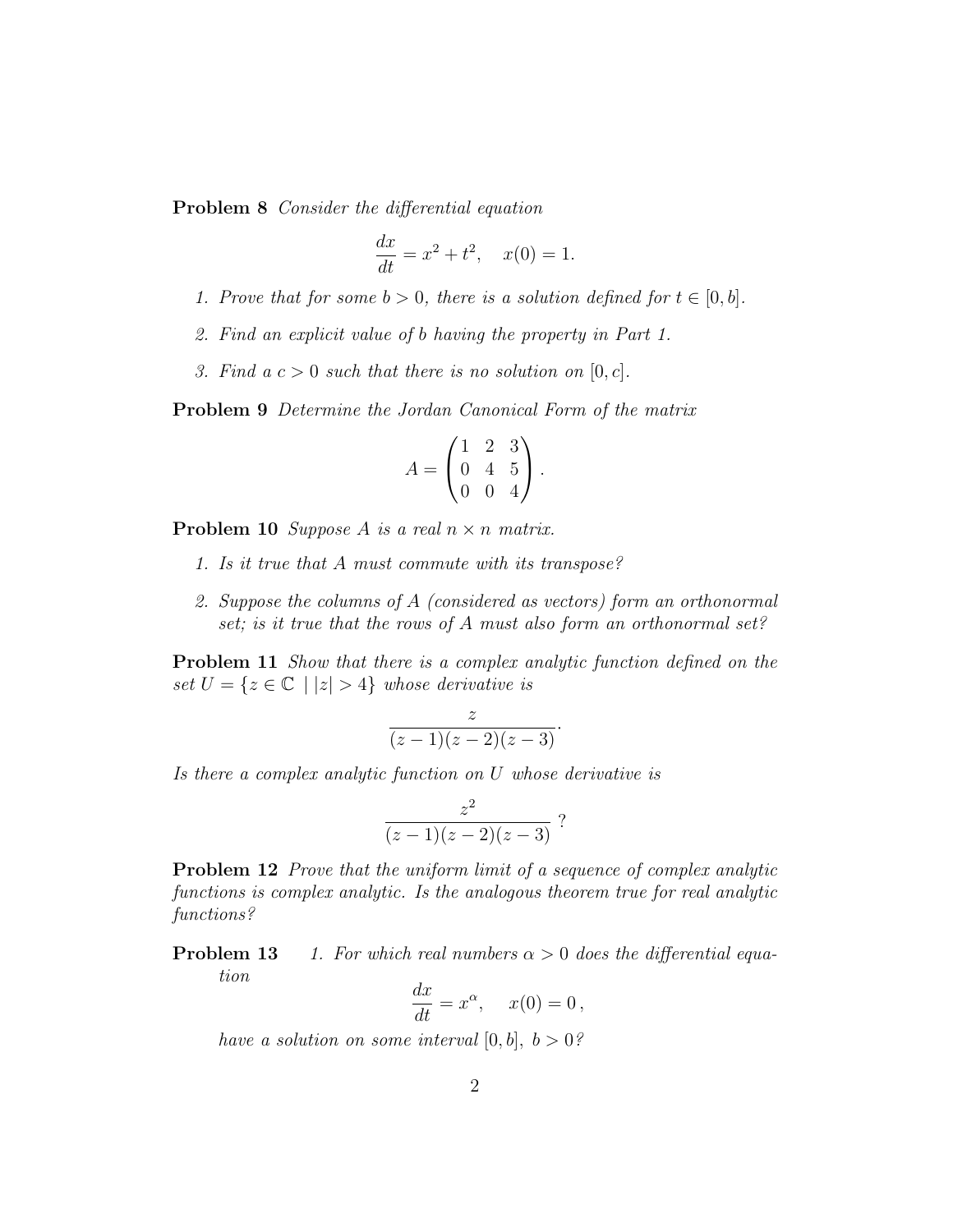**Problem 8** *Consider the differential equation*

$$\frac{dx}{dt} = x^2 + t^2, \quad x(0) = 1.$$

1. *Prove that for some $b > 0$, there is a solution defined for $t \in [0, b]$.*
2. *Find an explicit value of $b$ having the property in Part 1.*
3. *Find a $c > 0$ such that there is no solution on $[0, c]$.*

**Problem 9** *Determine the Jordan Canonical Form of the matrix*

$$A = \begin{pmatrix} 1 & 2 & 3 \\ 0 & 4 & 5 \\ 0 & 0 & 4 \end{pmatrix}.$$

**Problem 10** *Suppose $A$ is a real $n \times n$ matrix.*

1. *Is it true that $A$ must commute with its transpose?*
2. *Suppose the columns of $A$ (considered as vectors) form an orthonormal set; is it true that the rows of $A$ must also form an orthonormal set?*

**Problem 11** *Show that there is a complex analytic function defined on the set $U = \{z \in \mathbb{C} \mid |z| > 4\}$ whose derivative is*

$$\frac{z}{(z-1)(z-2)(z-3)}.$$

*Is there a complex analytic function on $U$ whose derivative is*

$$\frac{z^2}{(z-1)(z-2)(z-3)} \ ?$$

**Problem 12** *Prove that the uniform limit of a sequence of complex analytic functions is complex analytic. Is the analogous theorem true for real analytic functions?*

**Problem 13**

1. *For which real numbers $\alpha > 0$ does the differential equation*

$$\frac{dx}{dt} = x^\alpha, \quad x(0) = 0\,,$$

*have a solution on some interval $[0, b]$, $b > 0$?*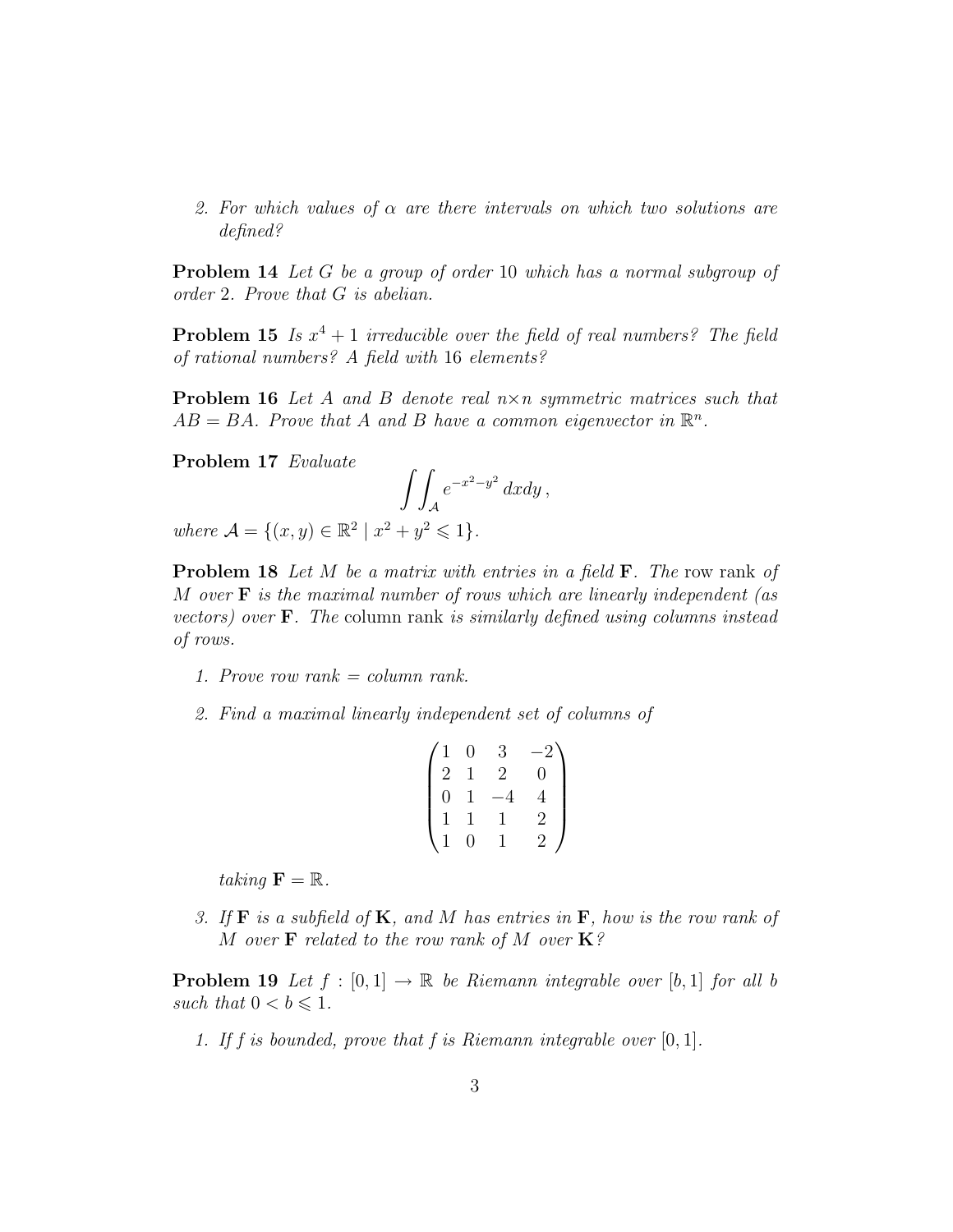2. *For which values of $\alpha$ are there intervals on which two solutions are defined?*

**Problem 14** *Let $G$ be a group of order 10 which has a normal subgroup of order 2. Prove that $G$ is abelian.*

**Problem 15** *Is $x^4 + 1$ irreducible over the field of real numbers? The field of rational numbers? A field with 16 elements?*

**Problem 16** *Let $A$ and $B$ denote real $n \times n$ symmetric matrices such that $AB = BA$. Prove that $A$ and $B$ have a common eigenvector in $\mathbb{R}^n$.*

**Problem 17** *Evaluate*

$$\int\int_{\mathcal{A}} e^{-x^2-y^2}\,dxdy\,,$$

*where $\mathcal{A} = \{(x, y) \in \mathbb{R}^2 \mid x^2 + y^2 \leqslant 1\}$.*

**Problem 18** *Let $M$ be a matrix with entries in a field $\mathbf{F}$. The* row rank *of $M$ over $\mathbf{F}$ is the maximal number of rows which are linearly independent (as vectors) over $\mathbf{F}$. The* column rank *is similarly defined using columns instead of rows.*

1. *Prove row rank = column rank.*

2. *Find a maximal linearly independent set of columns of*

$$\begin{pmatrix} 1 & 0 & 3 & -2 \\ 2 & 1 & 2 & 0 \\ 0 & 1 & -4 & 4 \\ 1 & 1 & 1 & 2 \\ 1 & 0 & 1 & 2 \end{pmatrix}$$

   *taking $\mathbf{F} = \mathbb{R}$.*

3. *If $\mathbf{F}$ is a subfield of $\mathbf{K}$, and $M$ has entries in $\mathbf{F}$, how is the row rank of $M$ over $\mathbf{F}$ related to the row rank of $M$ over $\mathbf{K}$?*

**Problem 19** *Let $f : [0, 1] \to \mathbb{R}$ be Riemann integrable over $[b, 1]$ for all $b$ such that $0 < b \leqslant 1$.*

1. *If $f$ is bounded, prove that $f$ is Riemann integrable over $[0, 1]$.*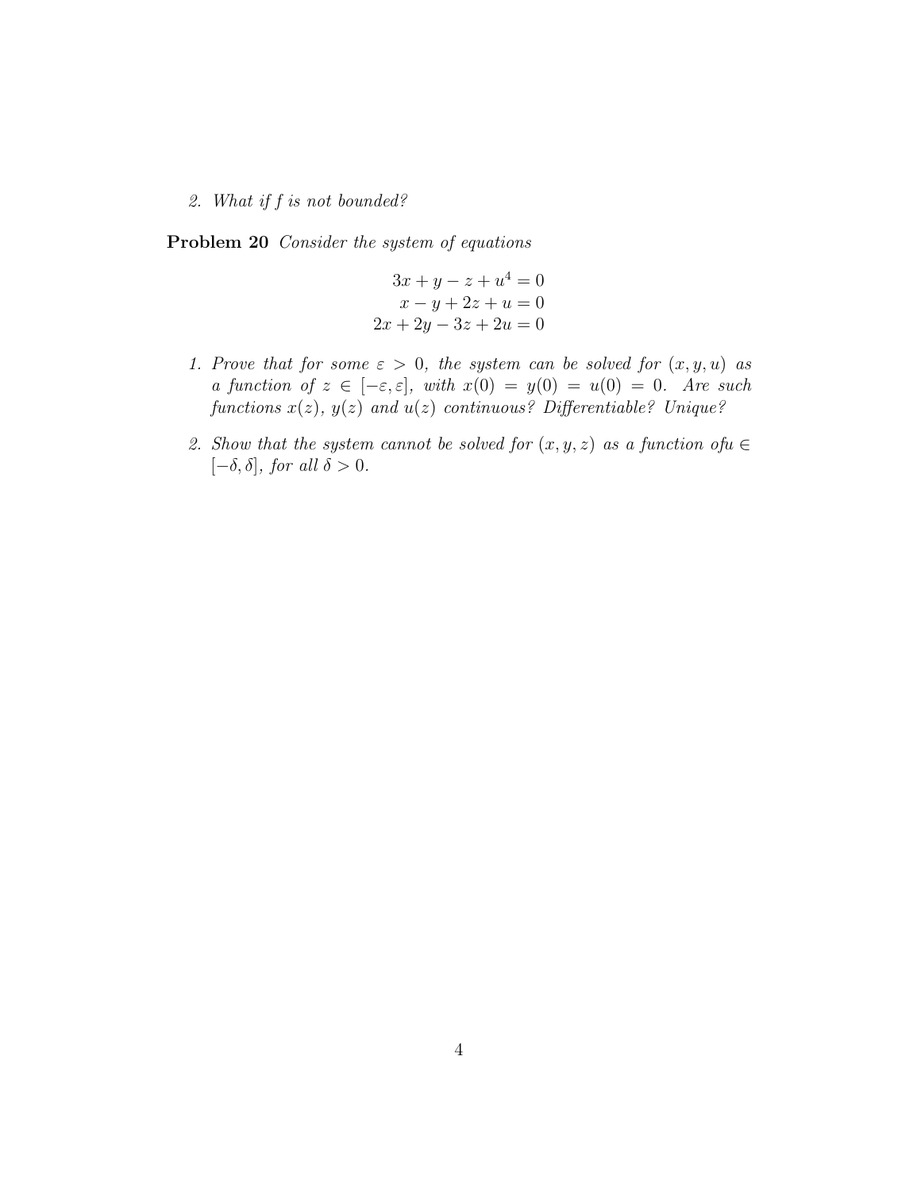2. *What if $f$ is not bounded?*

**Problem 20** *Consider the system of equations*

$$
\begin{aligned}
3x + y - z + u^4 &= 0 \\
x - y + 2z + u &= 0 \\
2x + 2y - 3z + 2u &= 0
\end{aligned}
$$

1. *Prove that for some $\varepsilon > 0$, the system can be solved for $(x, y, u)$ as a function of $z \in [-\varepsilon, \varepsilon]$, with $x(0) = y(0) = u(0) = 0$. Are such functions $x(z)$, $y(z)$ and $u(z)$ continuous? Differentiable? Unique?*

2. *Show that the system cannot be solved for $(x, y, z)$ as a function of $u \in [-\delta, \delta]$, for all $\delta > 0$.*